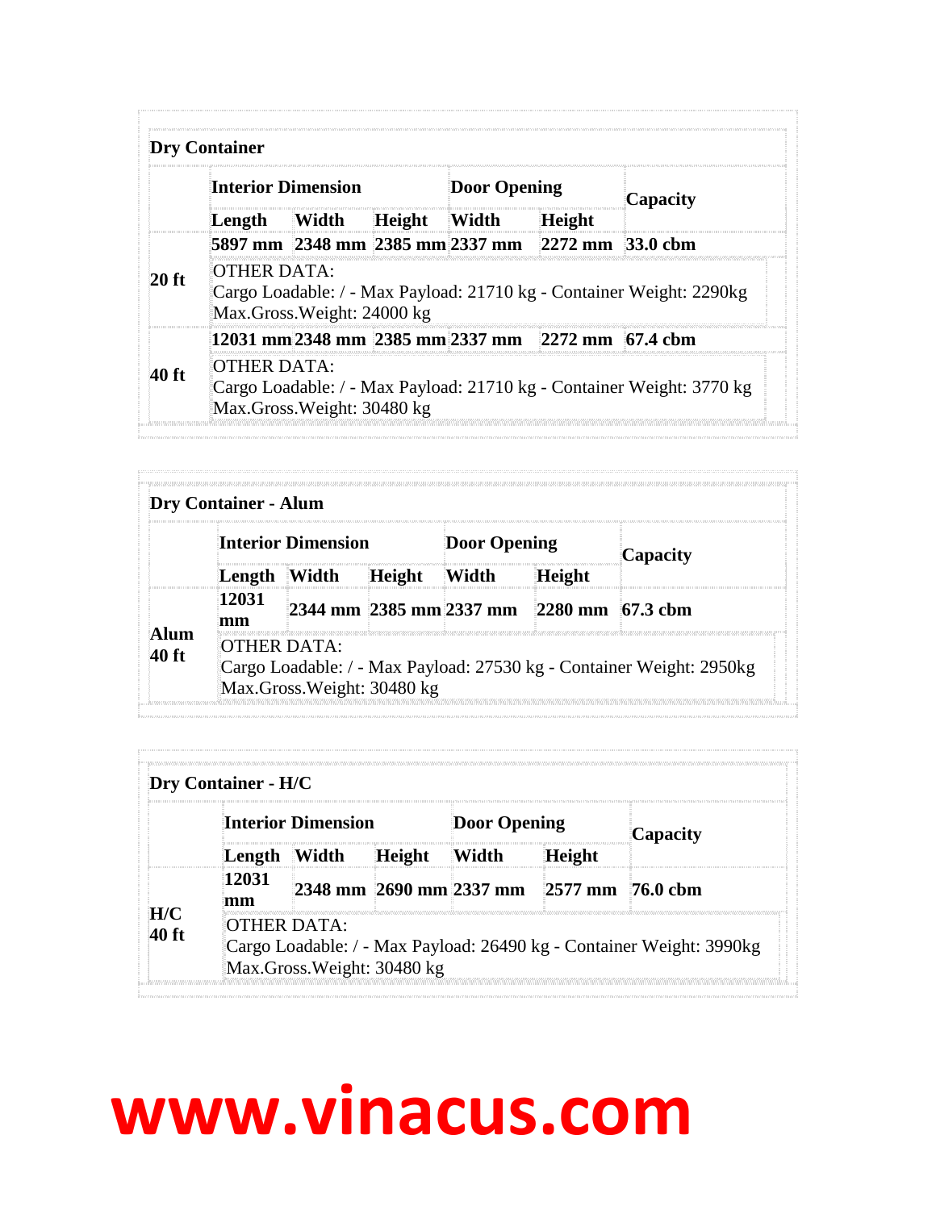### Dry Container

| | Interior Dimension | | | Door Opening | | Capacity |
|---|---|---|---|---|---|---|
| | Length | Width | Height | Width | Height | |
| 20 ft | 5897 mm | 2348 mm | 2385 mm | 2337 mm | 2272 mm | 33.0 cbm |
| | OTHER DATA: Cargo Loadable: / - Max Payload: 21710 kg - Container Weight: 2290kg Max.Gross.Weight: 24000 kg | | | | | |
| 40 ft | 12031 mm | 2348 mm | 2385 mm | 2337 mm | 2272 mm | 67.4 cbm |
| | OTHER DATA: Cargo Loadable: / - Max Payload: 21710 kg - Container Weight: 3770 kg Max.Gross.Weight: 30480 kg | | | | | |

### Dry Container - Alum

| | Interior Dimension | | | Door Opening | | Capacity |
|---|---|---|---|---|---|---|
| | Length | Width | Height | Width | Height | |
| Alum 40 ft | 12031 mm | 2344 mm | 2385 mm | 2337 mm | 2280 mm | 67.3 cbm |
| | OTHER DATA: Cargo Loadable: / - Max Payload: 27530 kg - Container Weight: 2950kg Max.Gross.Weight: 30480 kg | | | | | |

### Dry Container - H/C

| | Interior Dimension | | | Door Opening | | Capacity |
|---|---|---|---|---|---|---|
| | Length | Width | Height | Width | Height | |
| H/C 40 ft | 12031 mm | 2348 mm | 2690 mm | 2337 mm | 2577 mm | 76.0 cbm |
| | OTHER DATA: Cargo Loadable: / - Max Payload: 26490 kg - Container Weight: 3990kg Max.Gross.Weight: 30480 kg | | | | | |

**www.vinacus.com**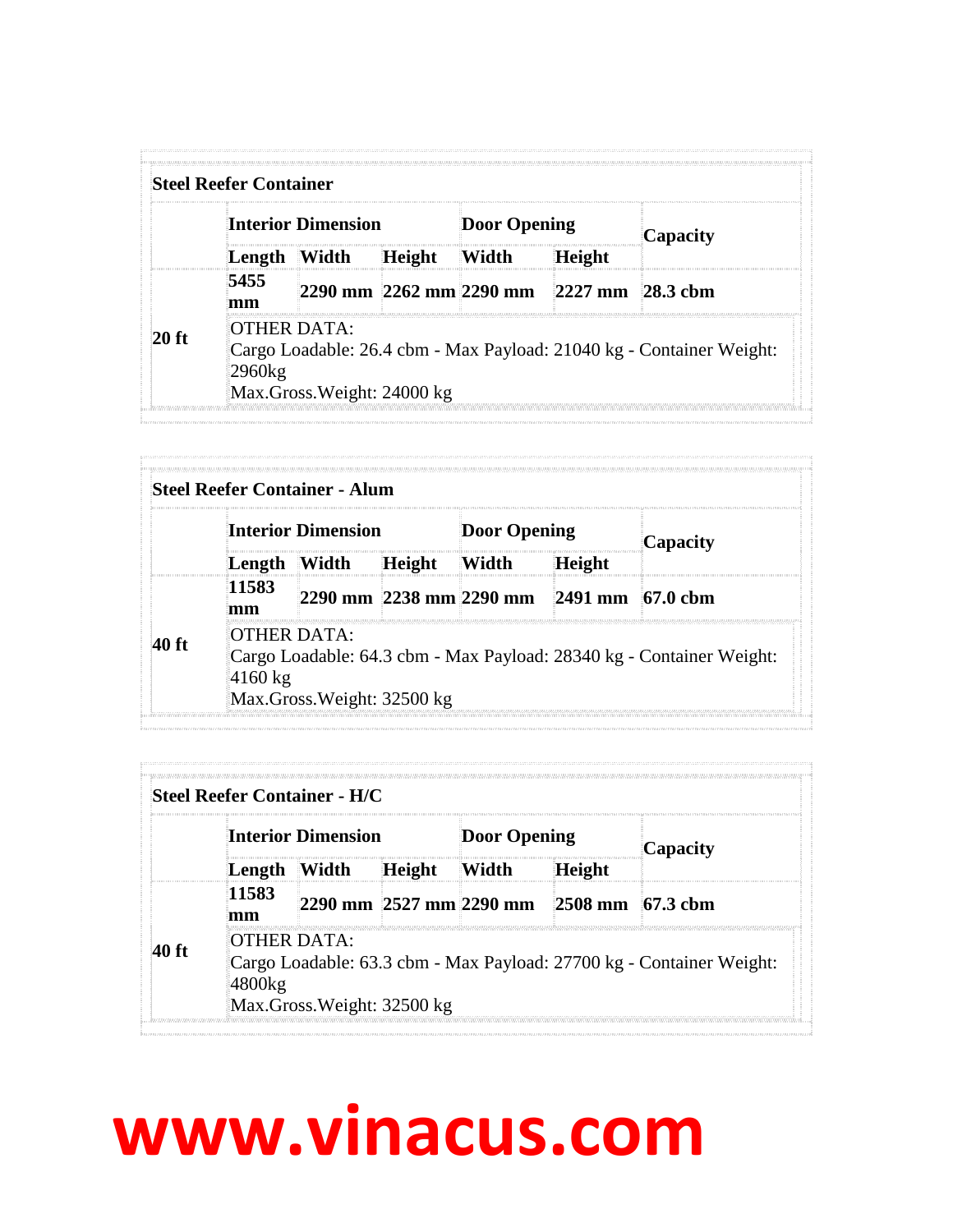**Steel Reefer Container**

| | Interior Dimension | | | Door Opening | | Capacity |
|---|---|---|---|---|---|---|
| | Length | Width | Height | Width | Height | |
| 20 ft | 5455 mm | 2290 mm | 2262 mm | 2290 mm | 2227 mm | 28.3 cbm |
| | OTHER DATA:<br>Cargo Loadable: 26.4 cbm - Max Payload: 21040 kg - Container Weight: 2960kg<br>Max.Gross.Weight: 24000 kg | | | | | |

**Steel Reefer Container - Alum**

| | Interior Dimension | | | Door Opening | | Capacity |
|---|---|---|---|---|---|---|
| | Length | Width | Height | Width | Height | |
| 40 ft | 11583 mm | 2290 mm | 2238 mm | 2290 mm | 2491 mm | 67.0 cbm |
| | OTHER DATA:<br>Cargo Loadable: 64.3 cbm - Max Payload: 28340 kg - Container Weight: 4160 kg<br>Max.Gross.Weight: 32500 kg | | | | | |

**Steel Reefer Container - H/C**

| | Interior Dimension | | | Door Opening | | Capacity |
|---|---|---|---|---|---|---|
| | Length | Width | Height | Width | Height | |
| 40 ft | 11583 mm | 2290 mm | 2527 mm | 2290 mm | 2508 mm | 67.3 cbm |
| | OTHER DATA:<br>Cargo Loadable: 63.3 cbm - Max Payload: 27700 kg - Container Weight: 4800kg<br>Max.Gross.Weight: 32500 kg | | | | | |

**www.vinacus.com**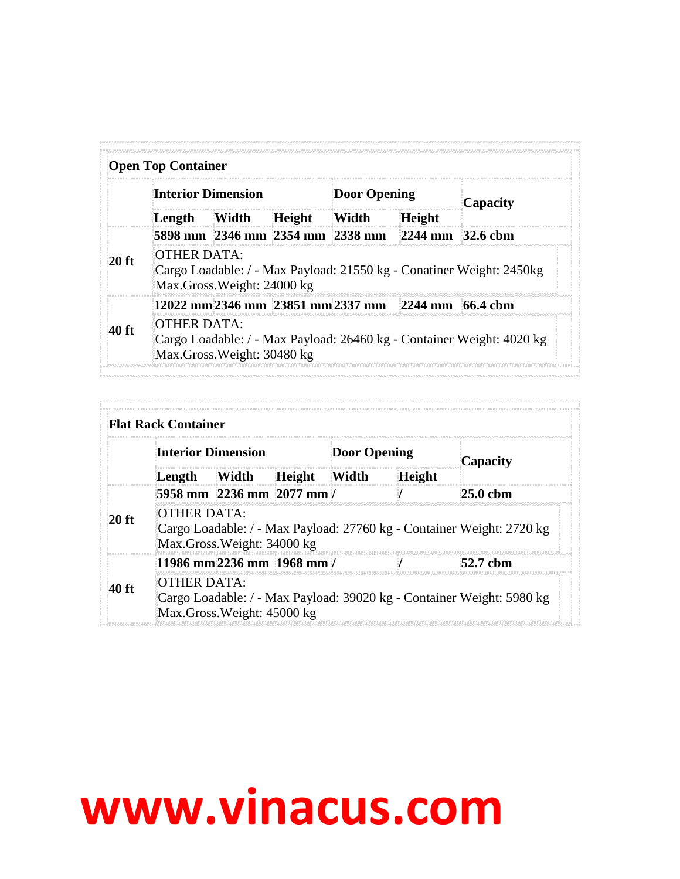**Open Top Container**

| | Interior Dimension | | | Door Opening | | Capacity |
|---|---|---|---|---|---|---|
| | **Length** | **Width** | **Height** | **Width** | **Height** | |
| **20 ft** | **5898 mm** | **2346 mm** | **2354 mm** | **2338 mm** | **2244 mm** | **32.6 cbm** |
| | OTHER DATA:<br>Cargo Loadable: / - Max Payload: 21550 kg - Conatiner Weight: 2450kg<br>Max.Gross.Weight: 24000 kg | | | | | |
| **40 ft** | **12022 mm** | **2346 mm** | **23851 mm** | **2337 mm** | **2244 mm** | **66.4 cbm** |
| | OTHER DATA:<br>Cargo Loadable: / - Max Payload: 26460 kg - Container Weight: 4020 kg<br>Max.Gross.Weight: 30480 kg | | | | | |

**Flat Rack Container**

| | Interior Dimension | | | Door Opening | | Capacity |
|---|---|---|---|---|---|---|
| | **Length** | **Width** | **Height** | **Width** | **Height** | |
| **20 ft** | **5958 mm** | **2236 mm** | **2077 mm** | **/** | **/** | **25.0 cbm** |
| | OTHER DATA:<br>Cargo Loadable: / - Max Payload: 27760 kg - Container Weight: 2720 kg<br>Max.Gross.Weight: 34000 kg | | | | | |
| **40 ft** | **11986 mm** | **2236 mm** | **1968 mm** | **/** | **/** | **52.7 cbm** |
| | OTHER DATA:<br>Cargo Loadable: / - Max Payload: 39020 kg - Container Weight: 5980 kg<br>Max.Gross.Weight: 45000 kg | | | | | |

**www.vinacus.com**